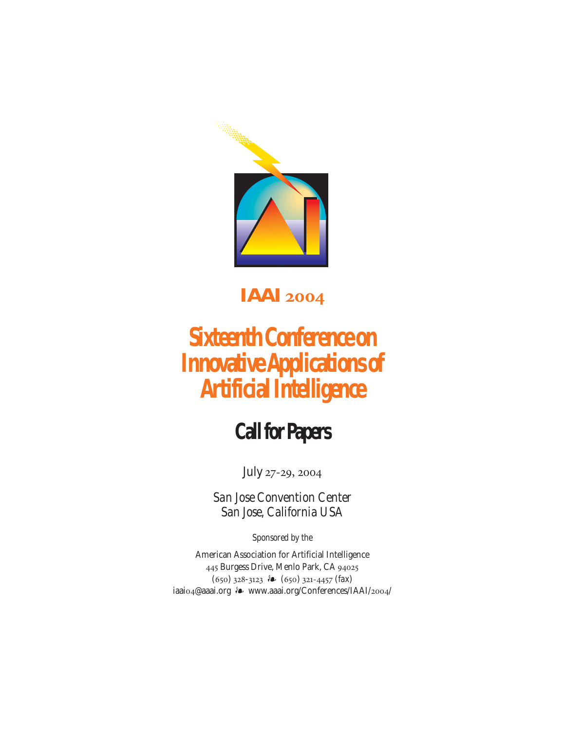# IAAI 2004

# Sixteenth Conference on Innovative Applications of Artificial Intelligence

## Call for Papers

July 27-29, 2004

*San Jose Convention Center*
*San Jose, California USA*

*Sponsored by the*

American Association for Artificial Intelligence
445 Burgess Drive, Menlo Park, CA 94025
(650) 328-3123 ❧ (650) 321-4457 (fax)
iaai04@aaai.org ❧ www.aaai.org/Conferences/IAAI/2004/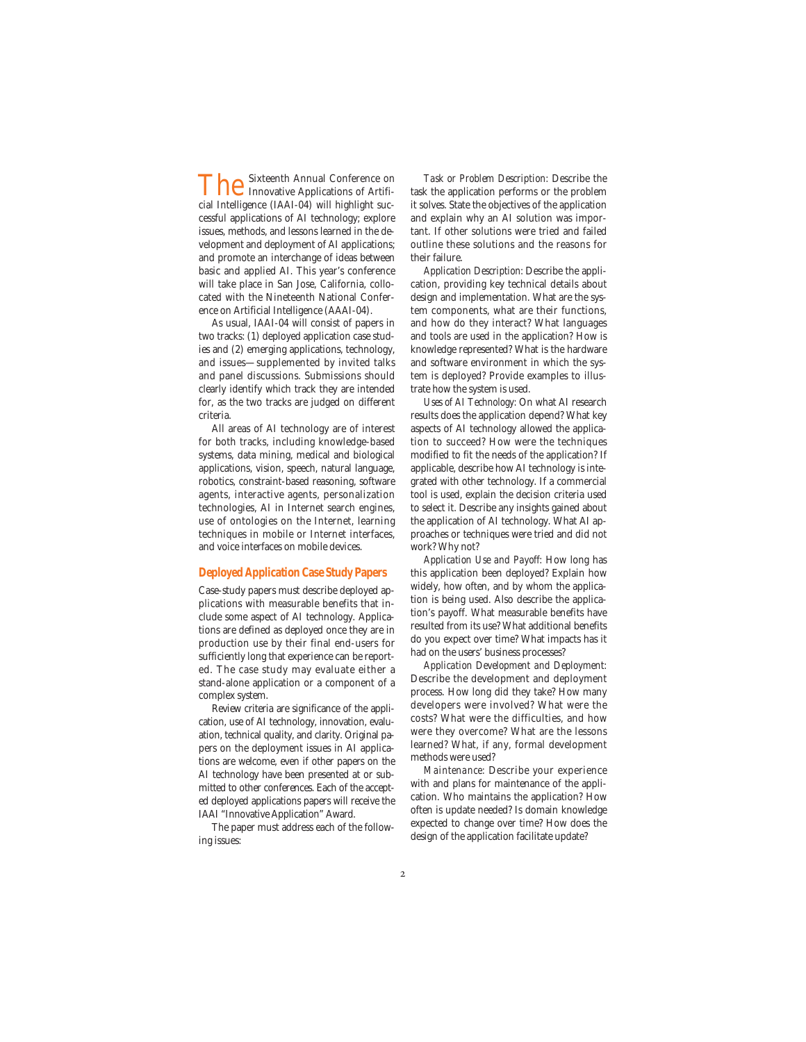The Sixteenth Annual Conference on Innovative Applications of Artificial Intelligence (IAAI-04) will highlight successful applications of AI technology; explore issues, methods, and lessons learned in the development and deployment of AI applications; and promote an interchange of ideas between basic and applied AI. This year's conference will take place in San Jose, California, collocated with the Nineteenth National Conference on Artificial Intelligence (AAAI-04).

As usual, IAAI-04 will consist of papers in two tracks: (1) deployed application case studies and (2) emerging applications, technology, and issues—supplemented by invited talks and panel discussions. Submissions should clearly identify which track they are intended for, as the two tracks are judged on different criteria.

All areas of AI technology are of interest for both tracks, including knowledge-based systems, data mining, medical and biological applications, vision, speech, natural language, robotics, constraint-based reasoning, software agents, interactive agents, personalization technologies, AI in Internet search engines, use of ontologies on the Internet, learning techniques in mobile or Internet interfaces, and voice interfaces on mobile devices.

## Deployed Application Case Study Papers

Case-study papers must describe deployed applications with measurable benefits that include some aspect of AI technology. Applications are defined as deployed once they are in production use by their final end-users for sufficiently long that experience can be reported. The case study may evaluate either a stand-alone application or a component of a complex system.

Review criteria are significance of the application, use of AI technology, innovation, evaluation, technical quality, and clarity. Original papers on the deployment issues in AI applications are welcome, even if other papers on the AI technology have been presented at or submitted to other conferences. Each of the accepted deployed applications papers will receive the IAAI "Innovative Application" Award.

The paper must address each of the following issues:

*Task or Problem Description:* Describe the task the application performs or the problem it solves. State the objectives of the application and explain why an AI solution was important. If other solutions were tried and failed outline these solutions and the reasons for their failure.

*Application Description:* Describe the application, providing key technical details about design and implementation. What are the system components, what are their functions, and how do they interact? What languages and tools are used in the application? How is knowledge represented? What is the hardware and software environment in which the system is deployed? Provide examples to illustrate how the system is used.

*Uses of AI Technology:* On what AI research results does the application depend? What key aspects of AI technology allowed the application to succeed? How were the techniques modified to fit the needs of the application? If applicable, describe how AI technology is integrated with other technology. If a commercial tool is used, explain the decision criteria used to select it. Describe any insights gained about the application of AI technology. What AI approaches or techniques were tried and did not work? Why not?

*Application Use and Payoff:* How long has this application been deployed? Explain how widely, how often, and by whom the application is being used. Also describe the application's payoff. What measurable benefits have resulted from its use? What additional benefits do you expect over time? What impacts has it had on the users' business processes?

*Application Development and Deployment:* Describe the development and deployment process. How long did they take? How many developers were involved? What were the costs? What were the difficulties, and how were they overcome? What are the lessons learned? What, if any, formal development methods were used?

*Maintenance:* Describe your experience with and plans for maintenance of the application. Who maintains the application? How often is update needed? Is domain knowledge expected to change over time? How does the design of the application facilitate update?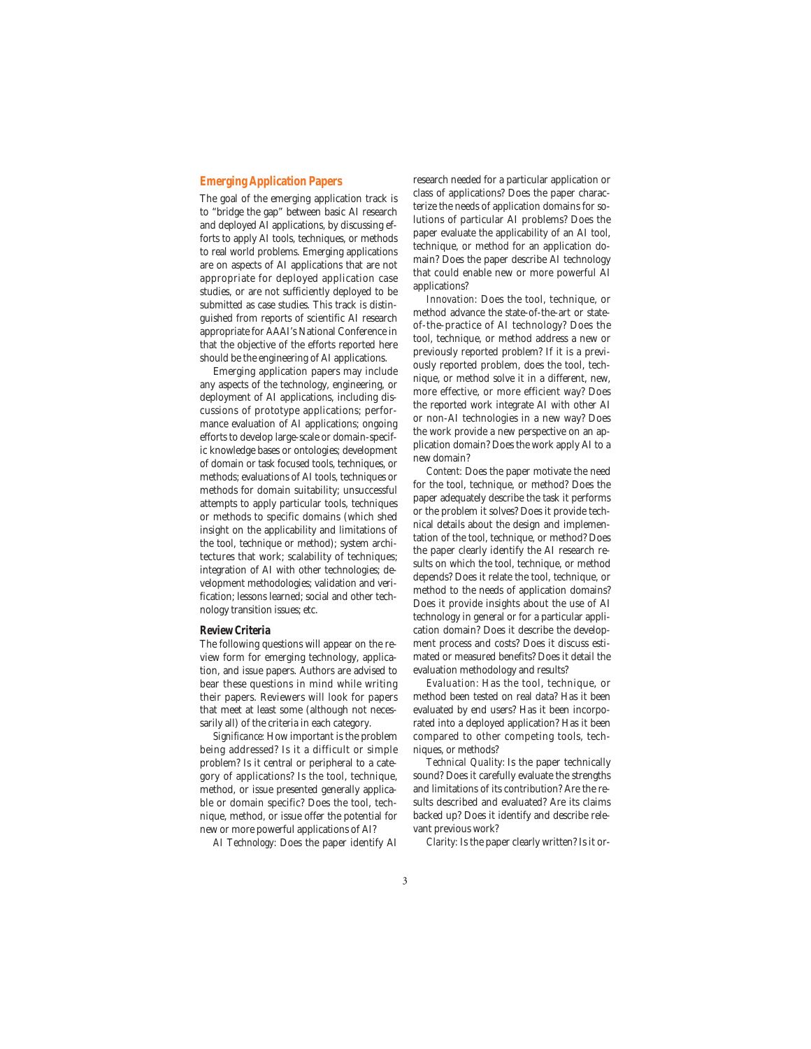## Emerging Application Papers

The goal of the emerging application track is to "bridge the gap" between basic AI research and deployed AI applications, by discussing efforts to apply AI tools, techniques, or methods to real world problems. Emerging applications are on aspects of AI applications that are not appropriate for deployed application case studies, or are not sufficiently deployed to be submitted as case studies. This track is distinguished from reports of scientific AI research appropriate for AAAI's National Conference in that the objective of the efforts reported here should be the engineering of AI applications.

Emerging application papers may include any aspects of the technology, engineering, or deployment of AI applications, including discussions of prototype applications; performance evaluation of AI applications; ongoing efforts to develop large-scale or domain-specific knowledge bases or ontologies; development of domain or task focused tools, techniques, or methods; evaluations of AI tools, techniques or methods for domain suitability; unsuccessful attempts to apply particular tools, techniques or methods to specific domains (which shed insight on the applicability and limitations of the tool, technique or method); system architectures that work; scalability of techniques; integration of AI with other technologies; development methodologies; validation and verification; lessons learned; social and other technology transition issues; etc.

### Review Criteria

The following questions will appear on the review form for emerging technology, application, and issue papers. Authors are advised to bear these questions in mind while writing their papers. Reviewers will look for papers that meet at least some (although not necessarily all) of the criteria in each category.

*Significance:* How important is the problem being addressed? Is it a difficult or simple problem? Is it central or peripheral to a category of applications? Is the tool, technique, method, or issue presented generally applicable or domain specific? Does the tool, technique, method, or issue offer the potential for new or more powerful applications of AI?

*AI Technology:* Does the paper identify AI research needed for a particular application or class of applications? Does the paper characterize the needs of application domains for solutions of particular AI problems? Does the paper evaluate the applicability of an AI tool, technique, or method for an application domain? Does the paper describe AI technology that could enable new or more powerful AI applications?

*Innovation:* Does the tool, technique, or method advance the state-of-the-art or state-of-the-practice of AI technology? Does the tool, technique, or method address a new or previously reported problem? If it is a previously reported problem, does the tool, technique, or method solve it in a different, new, more effective, or more efficient way? Does the reported work integrate AI with other AI or non-AI technologies in a new way? Does the work provide a new perspective on an application domain? Does the work apply AI to a new domain?

*Content:* Does the paper motivate the need for the tool, technique, or method? Does the paper adequately describe the task it performs or the problem it solves? Does it provide technical details about the design and implementation of the tool, technique, or method? Does the paper clearly identify the AI research results on which the tool, technique, or method depends? Does it relate the tool, technique, or method to the needs of application domains? Does it provide insights about the use of AI technology in general or for a particular application domain? Does it describe the development process and costs? Does it discuss estimated or measured benefits? Does it detail the evaluation methodology and results?

*Evaluation:* Has the tool, technique, or method been tested on real data? Has it been evaluated by end users? Has it been incorporated into a deployed application? Has it been compared to other competing tools, techniques, or methods?

*Technical Quality:* Is the paper technically sound? Does it carefully evaluate the strengths and limitations of its contribution? Are the results described and evaluated? Are its claims backed up? Does it identify and describe relevant previous work?

*Clarity:* Is the paper clearly written? Is it or-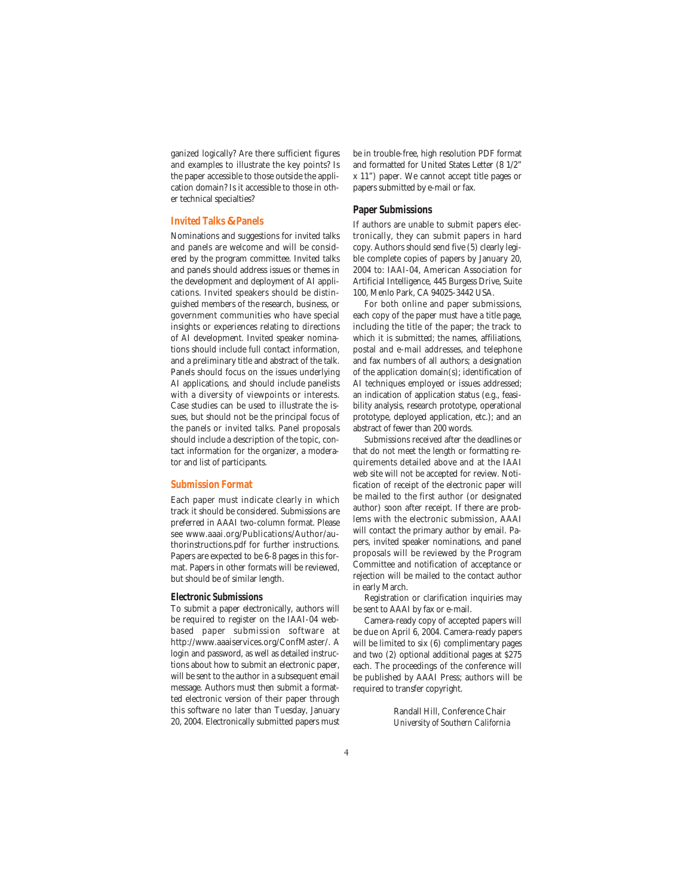ganized logically? Are there sufficient figures and examples to illustrate the key points? Is the paper accessible to those outside the application domain? Is it accessible to those in other technical specialties?

## Invited Talks &Panels

Nominations and suggestions for invited talks and panels are welcome and will be considered by the program committee. Invited talks and panels should address issues or themes in the development and deployment of AI applications. Invited speakers should be distinguished members of the research, business, or government communities who have special insights or experiences relating to directions of AI development. Invited speaker nominations should include full contact information, and a preliminary title and abstract of the talk. Panels should focus on the issues underlying AI applications, and should include panelists with a diversity of viewpoints or interests. Case studies can be used to illustrate the issues, but should not be the principal focus of the panels or invited talks. Panel proposals should include a description of the topic, contact information for the organizer, a moderator and list of participants.

## Submission Format

Each paper must indicate clearly in which track it should be considered. Submissions are preferred in AAAI two-column format. Please see www.aaai.org/Publications/Author/authorinstructions.pdf for further instructions. Papers are expected to be 6-8 pages in this format. Papers in other formats will be reviewed, but should be of similar length.

### Electronic Submissions

To submit a paper electronically, authors will be required to register on the IAAI-04 web-based paper submission software at http://www.aaaiservices.org/ConfMaster/. A login and password, as well as detailed instructions about how to submit an electronic paper, will be sent to the author in a subsequent email message. Authors must then submit a formatted electronic version of their paper through this software no later than Tuesday, January 20, 2004. Electronically submitted papers must be in trouble-free, high resolution PDF format and formatted for United States Letter (8 1/2" x 11") paper. We cannot accept title pages or papers submitted by e-mail or fax.

### Paper Submissions

If authors are unable to submit papers electronically, they can submit papers in hard copy. Authors should send five (5) clearly legible complete copies of papers by January 20, 2004 to: IAAI-04, American Association for Artificial Intelligence, 445 Burgess Drive, Suite 100, Menlo Park, CA 94025-3442 USA.

For both online and paper submissions, each copy of the paper must have a title page, including the title of the paper; the track to which it is submitted; the names, affiliations, postal and e-mail addresses, and telephone and fax numbers of all authors; a designation of the application domain(s); identification of AI techniques employed or issues addressed; an indication of application status (e.g., feasibility analysis, research prototype, operational prototype, deployed application, etc.); and an abstract of fewer than 200 words.

Submissions received after the deadlines or that do not meet the length or formatting requirements detailed above and at the IAAI web site will not be accepted for review. Notification of receipt of the electronic paper will be mailed to the first author (or designated author) soon after receipt. If there are problems with the electronic submission, AAAI will contact the primary author by email. Papers, invited speaker nominations, and panel proposals will be reviewed by the Program Committee and notification of acceptance or rejection will be mailed to the contact author in early March.

Registration or clarification inquiries may be sent to AAAI by fax or e-mail.

Camera-ready copy of accepted papers will be due on April 6, 2004. Camera-ready papers will be limited to six (6) complimentary pages and two (2) optional additional pages at $275 each. The proceedings of the conference will be published by AAAI Press; authors will be required to transfer copyright.

Randall Hill, Conference Chair
*University of Southern California*